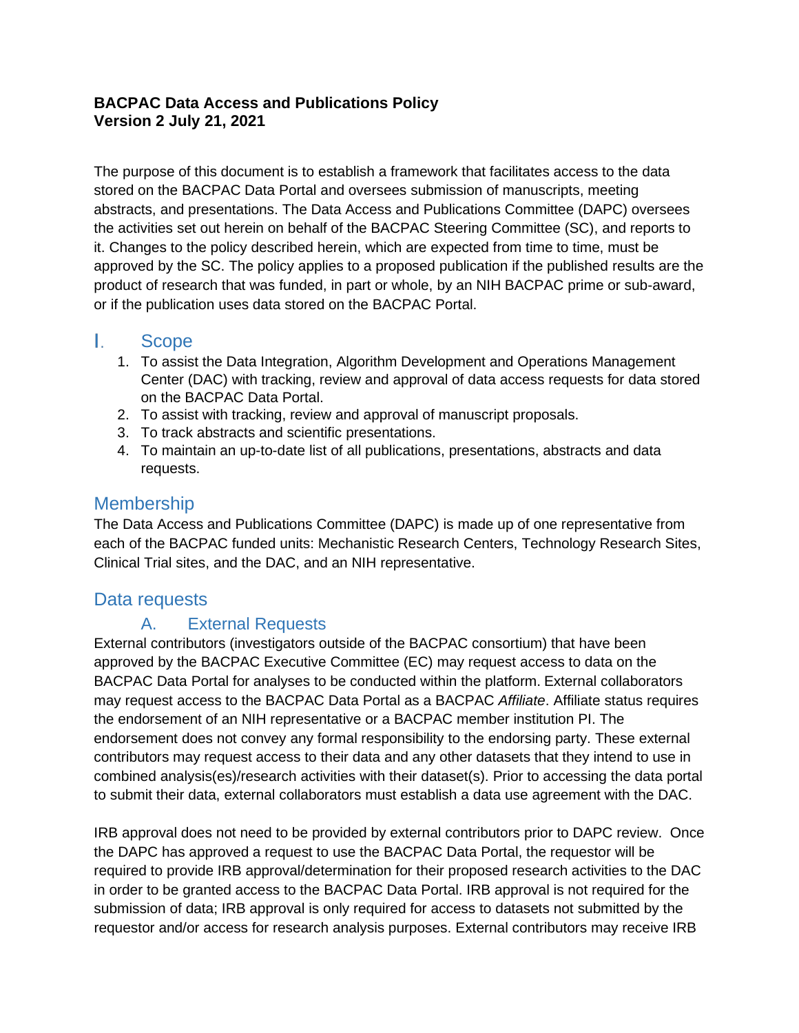**BACPAC Data Access and Publications Policy**
**Version 2 July 21, 2021**

The purpose of this document is to establish a framework that facilitates access to the data stored on the BACPAC Data Portal and oversees submission of manuscripts, meeting abstracts, and presentations. The Data Access and Publications Committee (DAPC) oversees the activities set out herein on behalf of the BACPAC Steering Committee (SC), and reports to it. Changes to the policy described herein, which are expected from time to time, must be approved by the SC. The policy applies to a proposed publication if the published results are the product of research that was funded, in part or whole, by an NIH BACPAC prime or sub-award, or if the publication uses data stored on the BACPAC Portal.

## I. Scope

1. To assist the Data Integration, Algorithm Development and Operations Management Center (DAC) with tracking, review and approval of data access requests for data stored on the BACPAC Data Portal.
2. To assist with tracking, review and approval of manuscript proposals.
3. To track abstracts and scientific presentations.
4. To maintain an up-to-date list of all publications, presentations, abstracts and data requests.

## Membership

The Data Access and Publications Committee (DAPC) is made up of one representative from each of the BACPAC funded units: Mechanistic Research Centers, Technology Research Sites, Clinical Trial sites, and the DAC, and an NIH representative.

## Data requests

### A. External Requests

External contributors (investigators outside of the BACPAC consortium) that have been approved by the BACPAC Executive Committee (EC) may request access to data on the BACPAC Data Portal for analyses to be conducted within the platform. External collaborators may request access to the BACPAC Data Portal as a BACPAC *Affiliate*. Affiliate status requires the endorsement of an NIH representative or a BACPAC member institution PI. The endorsement does not convey any formal responsibility to the endorsing party. These external contributors may request access to their data and any other datasets that they intend to use in combined analysis(es)/research activities with their dataset(s). Prior to accessing the data portal to submit their data, external collaborators must establish a data use agreement with the DAC.

IRB approval does not need to be provided by external contributors prior to DAPC review. Once the DAPC has approved a request to use the BACPAC Data Portal, the requestor will be required to provide IRB approval/determination for their proposed research activities to the DAC in order to be granted access to the BACPAC Data Portal. IRB approval is not required for the submission of data; IRB approval is only required for access to datasets not submitted by the requestor and/or access for research analysis purposes. External contributors may receive IRB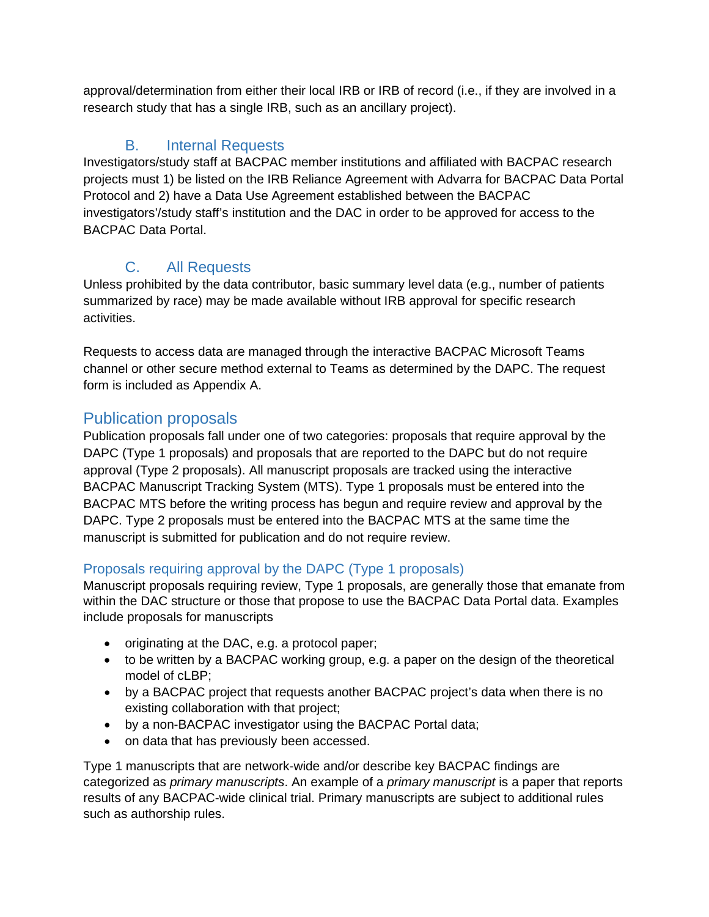approval/determination from either their local IRB or IRB of record (i.e., if they are involved in a research study that has a single IRB, such as an ancillary project).

### B. Internal Requests

Investigators/study staff at BACPAC member institutions and affiliated with BACPAC research projects must 1) be listed on the IRB Reliance Agreement with Advarra for BACPAC Data Portal Protocol and 2) have a Data Use Agreement established between the BACPAC investigators'/study staff's institution and the DAC in order to be approved for access to the BACPAC Data Portal.

### C. All Requests

Unless prohibited by the data contributor, basic summary level data (e.g., number of patients summarized by race) may be made available without IRB approval for specific research activities.

Requests to access data are managed through the interactive BACPAC Microsoft Teams channel or other secure method external to Teams as determined by the DAPC. The request form is included as Appendix A.

## Publication proposals

Publication proposals fall under one of two categories: proposals that require approval by the DAPC (Type 1 proposals) and proposals that are reported to the DAPC but do not require approval (Type 2 proposals). All manuscript proposals are tracked using the interactive BACPAC Manuscript Tracking System (MTS). Type 1 proposals must be entered into the BACPAC MTS before the writing process has begun and require review and approval by the DAPC. Type 2 proposals must be entered into the BACPAC MTS at the same time the manuscript is submitted for publication and do not require review.

### Proposals requiring approval by the DAPC (Type 1 proposals)

Manuscript proposals requiring review, Type 1 proposals, are generally those that emanate from within the DAC structure or those that propose to use the BACPAC Data Portal data. Examples include proposals for manuscripts

- originating at the DAC, e.g. a protocol paper;
- to be written by a BACPAC working group, e.g. a paper on the design of the theoretical model of cLBP;
- by a BACPAC project that requests another BACPAC project's data when there is no existing collaboration with that project;
- by a non-BACPAC investigator using the BACPAC Portal data;
- on data that has previously been accessed.

Type 1 manuscripts that are network-wide and/or describe key BACPAC findings are categorized as *primary manuscripts*. An example of a *primary manuscript* is a paper that reports results of any BACPAC-wide clinical trial. Primary manuscripts are subject to additional rules such as authorship rules.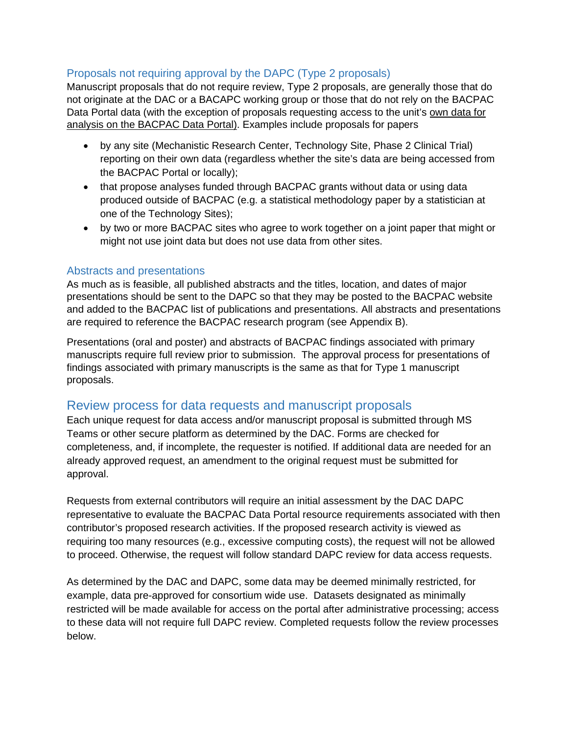### Proposals not requiring approval by the DAPC (Type 2 proposals)

Manuscript proposals that do not require review, Type 2 proposals, are generally those that do not originate at the DAC or a BACAPC working group or those that do not rely on the BACPAC Data Portal data (with the exception of proposals requesting access to the unit's own data for analysis on the BACPAC Data Portal). Examples include proposals for papers

- by any site (Mechanistic Research Center, Technology Site, Phase 2 Clinical Trial) reporting on their own data (regardless whether the site's data are being accessed from the BACPAC Portal or locally);
- that propose analyses funded through BACPAC grants without data or using data produced outside of BACPAC (e.g. a statistical methodology paper by a statistician at one of the Technology Sites);
- by two or more BACPAC sites who agree to work together on a joint paper that might or might not use joint data but does not use data from other sites.

### Abstracts and presentations

As much as is feasible, all published abstracts and the titles, location, and dates of major presentations should be sent to the DAPC so that they may be posted to the BACPAC website and added to the BACPAC list of publications and presentations. All abstracts and presentations are required to reference the BACPAC research program (see Appendix B).

Presentations (oral and poster) and abstracts of BACPAC findings associated with primary manuscripts require full review prior to submission. The approval process for presentations of findings associated with primary manuscripts is the same as that for Type 1 manuscript proposals.

## Review process for data requests and manuscript proposals

Each unique request for data access and/or manuscript proposal is submitted through MS Teams or other secure platform as determined by the DAC. Forms are checked for completeness, and, if incomplete, the requester is notified. If additional data are needed for an already approved request, an amendment to the original request must be submitted for approval.

Requests from external contributors will require an initial assessment by the DAC DAPC representative to evaluate the BACPAC Data Portal resource requirements associated with then contributor's proposed research activities. If the proposed research activity is viewed as requiring too many resources (e.g., excessive computing costs), the request will not be allowed to proceed. Otherwise, the request will follow standard DAPC review for data access requests.

As determined by the DAC and DAPC, some data may be deemed minimally restricted, for example, data pre-approved for consortium wide use. Datasets designated as minimally restricted will be made available for access on the portal after administrative processing; access to these data will not require full DAPC review. Completed requests follow the review processes below.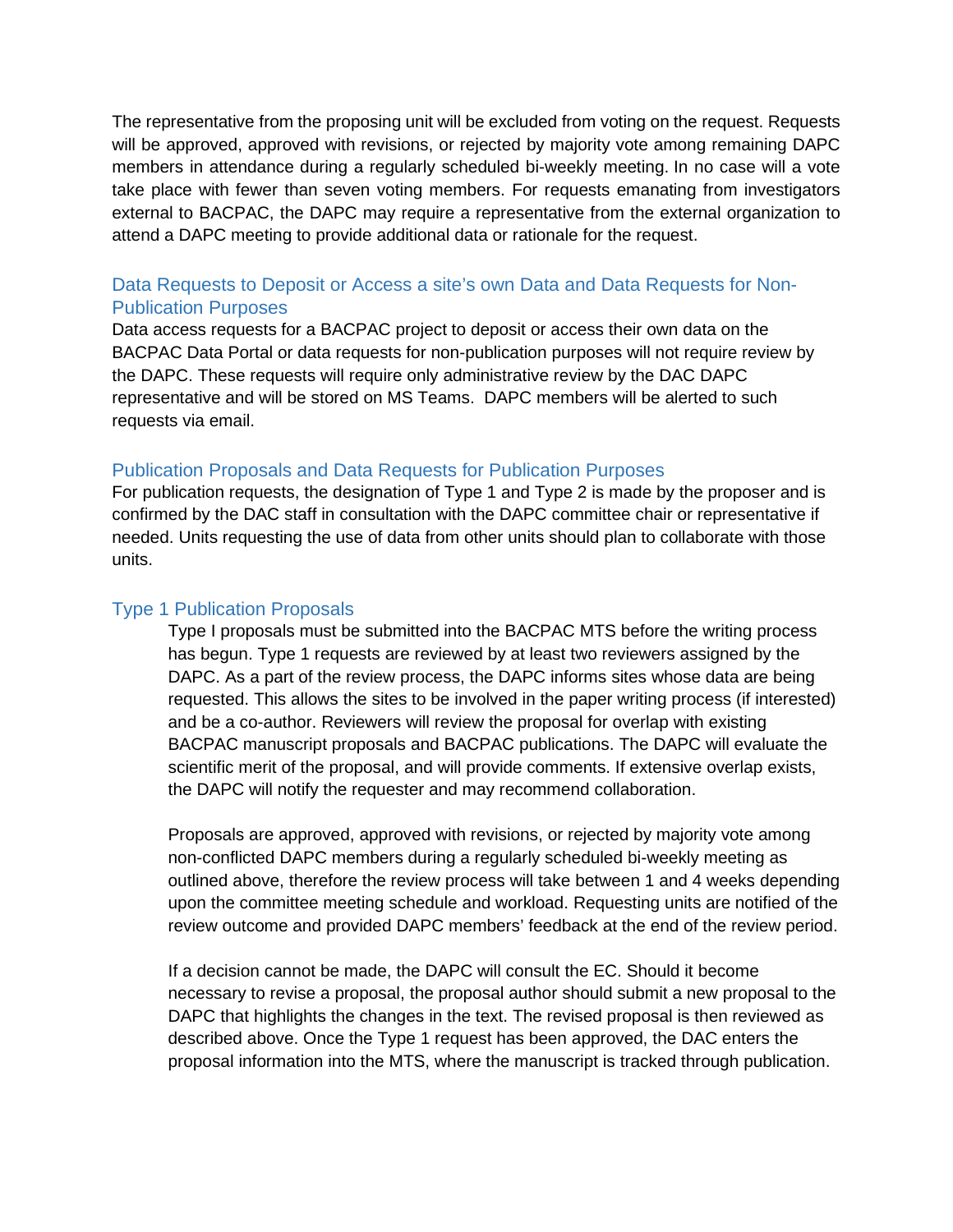The representative from the proposing unit will be excluded from voting on the request. Requests will be approved, approved with revisions, or rejected by majority vote among remaining DAPC members in attendance during a regularly scheduled bi-weekly meeting. In no case will a vote take place with fewer than seven voting members. For requests emanating from investigators external to BACPAC, the DAPC may require a representative from the external organization to attend a DAPC meeting to provide additional data or rationale for the request.

## Data Requests to Deposit or Access a site's own Data and Data Requests for Non-Publication Purposes

Data access requests for a BACPAC project to deposit or access their own data on the BACPAC Data Portal or data requests for non-publication purposes will not require review by the DAPC. These requests will require only administrative review by the DAC DAPC representative and will be stored on MS Teams. DAPC members will be alerted to such requests via email.

## Publication Proposals and Data Requests for Publication Purposes

For publication requests, the designation of Type 1 and Type 2 is made by the proposer and is confirmed by the DAC staff in consultation with the DAPC committee chair or representative if needed. Units requesting the use of data from other units should plan to collaborate with those units.

## Type 1 Publication Proposals

Type I proposals must be submitted into the BACPAC MTS before the writing process has begun. Type 1 requests are reviewed by at least two reviewers assigned by the DAPC. As a part of the review process, the DAPC informs sites whose data are being requested. This allows the sites to be involved in the paper writing process (if interested) and be a co-author. Reviewers will review the proposal for overlap with existing BACPAC manuscript proposals and BACPAC publications. The DAPC will evaluate the scientific merit of the proposal, and will provide comments. If extensive overlap exists, the DAPC will notify the requester and may recommend collaboration.

Proposals are approved, approved with revisions, or rejected by majority vote among non-conflicted DAPC members during a regularly scheduled bi-weekly meeting as outlined above, therefore the review process will take between 1 and 4 weeks depending upon the committee meeting schedule and workload. Requesting units are notified of the review outcome and provided DAPC members' feedback at the end of the review period.

If a decision cannot be made, the DAPC will consult the EC. Should it become necessary to revise a proposal, the proposal author should submit a new proposal to the DAPC that highlights the changes in the text. The revised proposal is then reviewed as described above. Once the Type 1 request has been approved, the DAC enters the proposal information into the MTS, where the manuscript is tracked through publication.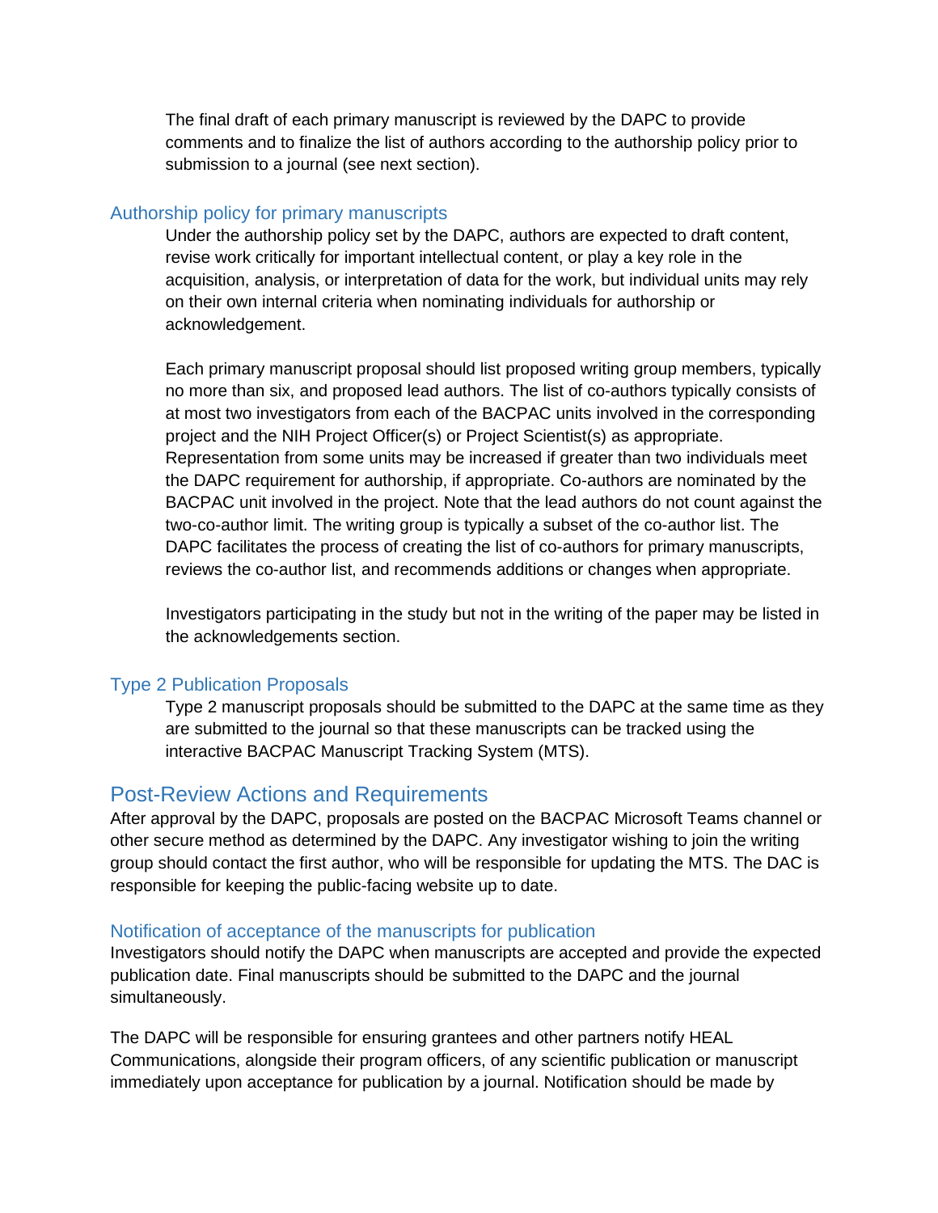The final draft of each primary manuscript is reviewed by the DAPC to provide comments and to finalize the list of authors according to the authorship policy prior to submission to a journal (see next section).

### Authorship policy for primary manuscripts

Under the authorship policy set by the DAPC, authors are expected to draft content, revise work critically for important intellectual content, or play a key role in the acquisition, analysis, or interpretation of data for the work, but individual units may rely on their own internal criteria when nominating individuals for authorship or acknowledgement.

Each primary manuscript proposal should list proposed writing group members, typically no more than six, and proposed lead authors. The list of co-authors typically consists of at most two investigators from each of the BACPAC units involved in the corresponding project and the NIH Project Officer(s) or Project Scientist(s) as appropriate. Representation from some units may be increased if greater than two individuals meet the DAPC requirement for authorship, if appropriate. Co-authors are nominated by the BACPAC unit involved in the project. Note that the lead authors do not count against the two-co-author limit. The writing group is typically a subset of the co-author list. The DAPC facilitates the process of creating the list of co-authors for primary manuscripts, reviews the co-author list, and recommends additions or changes when appropriate.

Investigators participating in the study but not in the writing of the paper may be listed in the acknowledgements section.

### Type 2 Publication Proposals

Type 2 manuscript proposals should be submitted to the DAPC at the same time as they are submitted to the journal so that these manuscripts can be tracked using the interactive BACPAC Manuscript Tracking System (MTS).

## Post-Review Actions and Requirements

After approval by the DAPC, proposals are posted on the BACPAC Microsoft Teams channel or other secure method as determined by the DAPC. Any investigator wishing to join the writing group should contact the first author, who will be responsible for updating the MTS. The DAC is responsible for keeping the public-facing website up to date.

### Notification of acceptance of the manuscripts for publication

Investigators should notify the DAPC when manuscripts are accepted and provide the expected publication date. Final manuscripts should be submitted to the DAPC and the journal simultaneously.

The DAPC will be responsible for ensuring grantees and other partners notify HEAL Communications, alongside their program officers, of any scientific publication or manuscript immediately upon acceptance for publication by a journal. Notification should be made by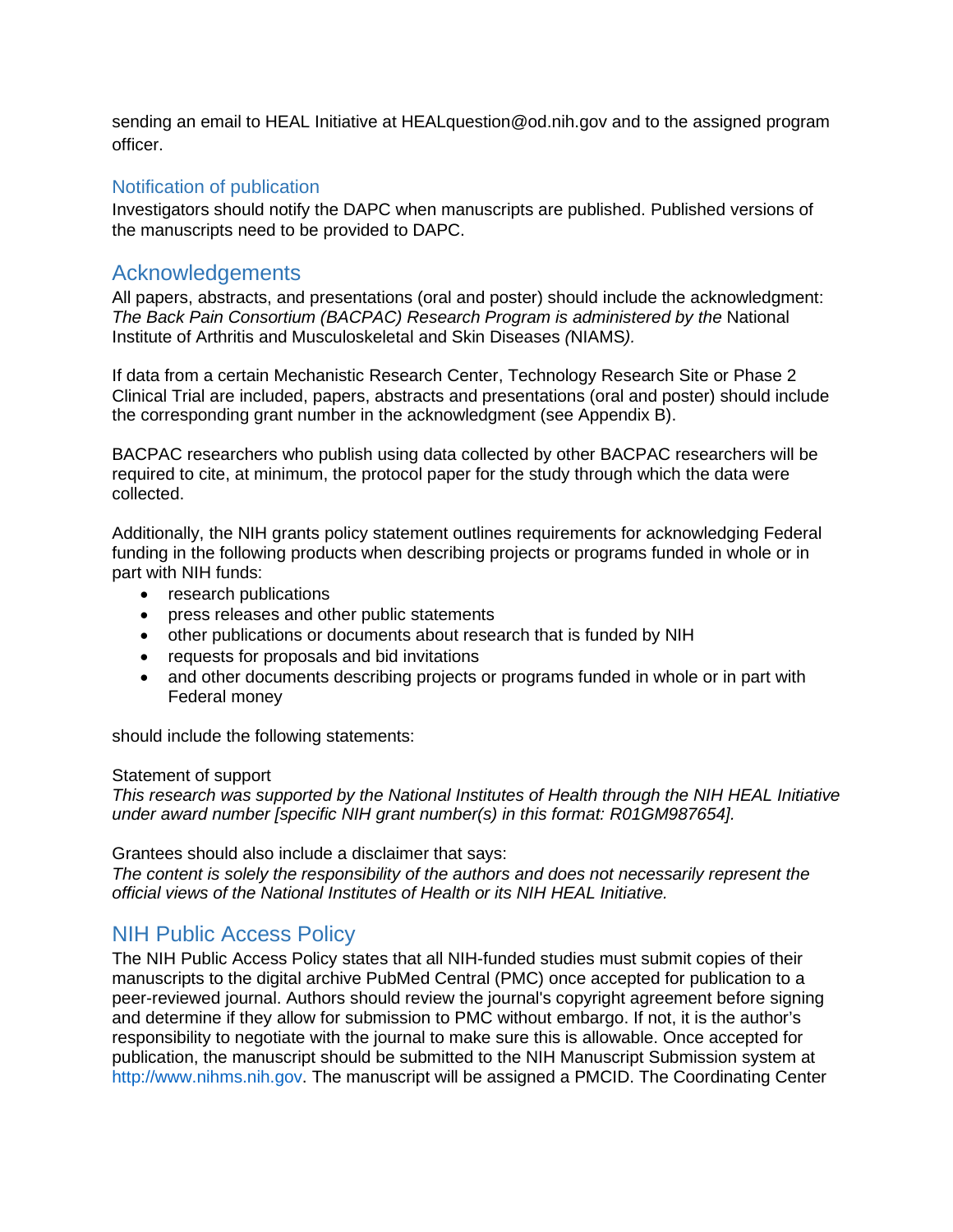sending an email to HEAL Initiative at HEALquestion@od.nih.gov and to the assigned program officer.

### Notification of publication

Investigators should notify the DAPC when manuscripts are published. Published versions of the manuscripts need to be provided to DAPC.

## Acknowledgements

All papers, abstracts, and presentations (oral and poster) should include the acknowledgment: *The Back Pain Consortium (BACPAC) Research Program is administered by the* National Institute of Arthritis and Musculoskeletal and Skin Diseases *(*NIAMS*).*

If data from a certain Mechanistic Research Center, Technology Research Site or Phase 2 Clinical Trial are included, papers, abstracts and presentations (oral and poster) should include the corresponding grant number in the acknowledgment (see Appendix B).

BACPAC researchers who publish using data collected by other BACPAC researchers will be required to cite, at minimum, the protocol paper for the study through which the data were collected.

Additionally, the NIH grants policy statement outlines requirements for acknowledging Federal funding in the following products when describing projects or programs funded in whole or in part with NIH funds:

- research publications
- press releases and other public statements
- other publications or documents about research that is funded by NIH
- requests for proposals and bid invitations
- and other documents describing projects or programs funded in whole or in part with Federal money

should include the following statements:

Statement of support
*This research was supported by the National Institutes of Health through the NIH HEAL Initiative under award number [specific NIH grant number(s) in this format: R01GM987654].*

Grantees should also include a disclaimer that says:
*The content is solely the responsibility of the authors and does not necessarily represent the official views of the National Institutes of Health or its NIH HEAL Initiative.*

## NIH Public Access Policy

The NIH Public Access Policy states that all NIH-funded studies must submit copies of their manuscripts to the digital archive PubMed Central (PMC) once accepted for publication to a peer-reviewed journal. Authors should review the journal's copyright agreement before signing and determine if they allow for submission to PMC without embargo. If not, it is the author's responsibility to negotiate with the journal to make sure this is allowable. Once accepted for publication, the manuscript should be submitted to the NIH Manuscript Submission system at http://www.nihms.nih.gov. The manuscript will be assigned a PMCID. The Coordinating Center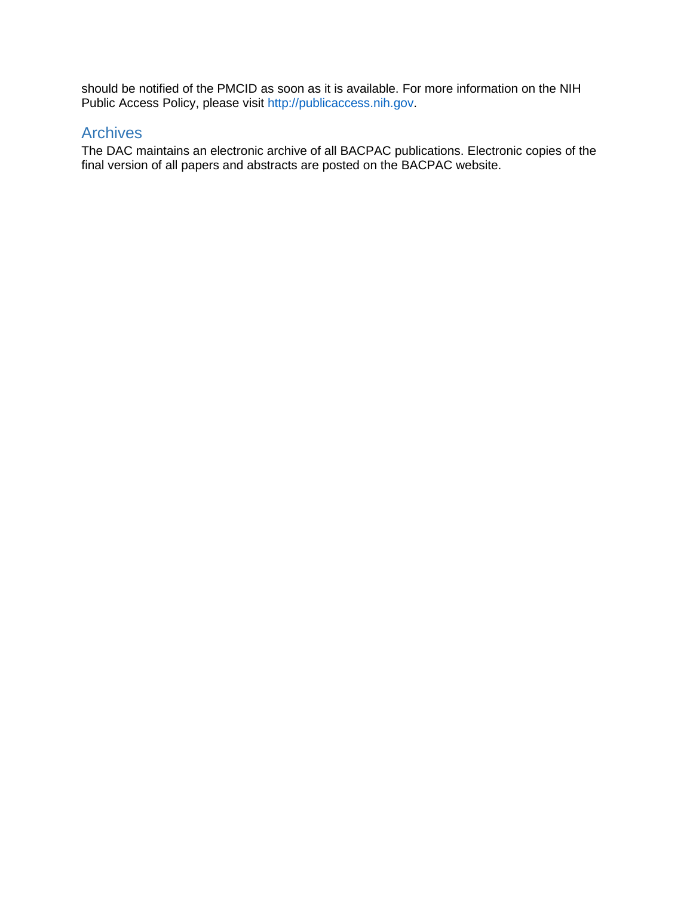should be notified of the PMCID as soon as it is available. For more information on the NIH Public Access Policy, please visit http://publicaccess.nih.gov.

## Archives

The DAC maintains an electronic archive of all BACPAC publications. Electronic copies of the final version of all papers and abstracts are posted on the BACPAC website.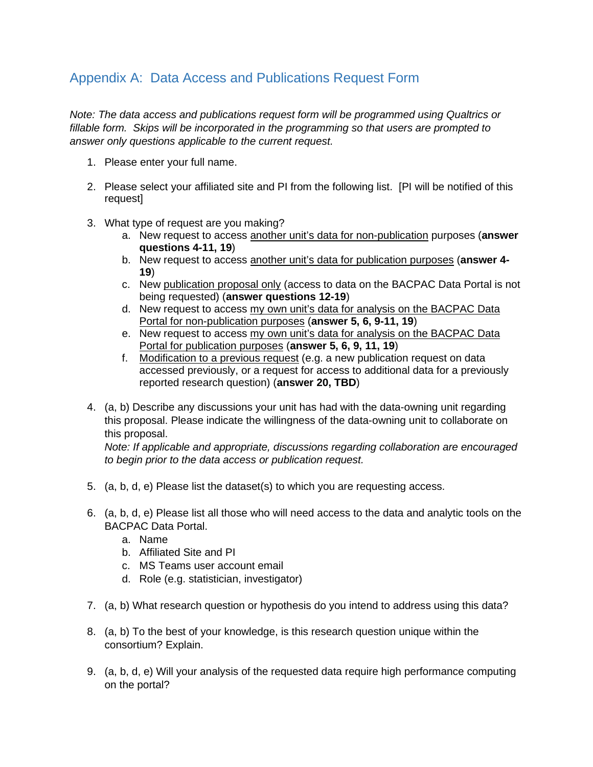## Appendix A: Data Access and Publications Request Form

*Note: The data access and publications request form will be programmed using Qualtrics or fillable form. Skips will be incorporated in the programming so that users are prompted to answer only questions applicable to the current request.*

1. Please enter your full name.

2. Please select your affiliated site and PI from the following list. [PI will be notified of this request]

3. What type of request are you making?
    a. New request to access <u>another unit's data for non-publication</u> purposes (**answer questions 4-11, 19**)
    b. New request to access <u>another unit's data for publication purposes</u> (**answer 4-19**)
    c. New <u>publication proposal only</u> (access to data on the BACPAC Data Portal is not being requested) (**answer questions 12-19**)
    d. New request to access <u>my own unit's data for analysis on the BACPAC Data Portal for non-publication purposes</u> (**answer 5, 6, 9-11, 19**)
    e. New request to access <u>my own unit's data for analysis on the BACPAC Data Portal for publication purposes</u> (**answer 5, 6, 9, 11, 19**)
    f. <u>Modification to a previous request</u> (e.g. a new publication request on data accessed previously, or a request for access to additional data for a previously reported research question) (**answer 20, TBD**)

4. (a, b) Describe any discussions your unit has had with the data-owning unit regarding this proposal. Please indicate the willingness of the data-owning unit to collaborate on this proposal.
*Note: If applicable and appropriate, discussions regarding collaboration are encouraged to begin prior to the data access or publication request.*

5. (a, b, d, e) Please list the dataset(s) to which you are requesting access.

6. (a, b, d, e) Please list all those who will need access to the data and analytic tools on the BACPAC Data Portal.
    a. Name
    b. Affiliated Site and PI
    c. MS Teams user account email
    d. Role (e.g. statistician, investigator)

7. (a, b) What research question or hypothesis do you intend to address using this data?

8. (a, b) To the best of your knowledge, is this research question unique within the consortium? Explain.

9. (a, b, d, e) Will your analysis of the requested data require high performance computing on the portal?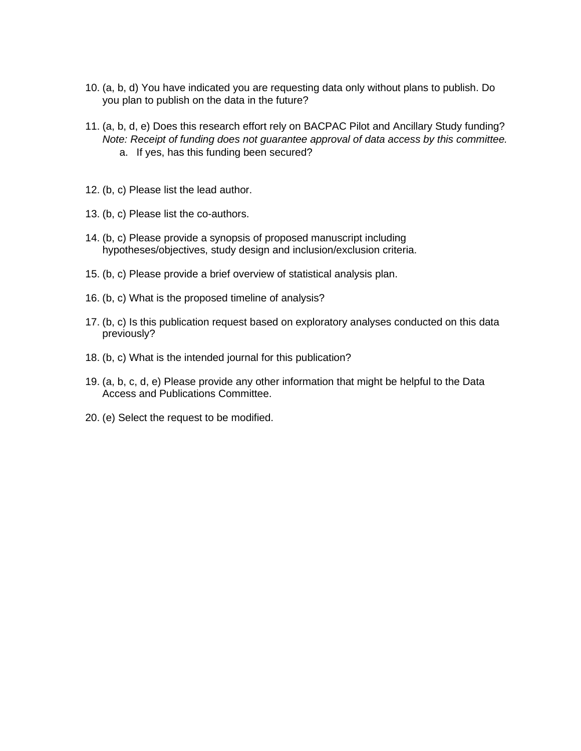10. (a, b, d) You have indicated you are requesting data only without plans to publish. Do you plan to publish on the data in the future?

11. (a, b, d, e) Does this research effort rely on BACPAC Pilot and Ancillary Study funding? *Note: Receipt of funding does not guarantee approval of data access by this committee.*
    a. If yes, has this funding been secured?

12. (b, c) Please list the lead author.

13. (b, c) Please list the co-authors.

14. (b, c) Please provide a synopsis of proposed manuscript including hypotheses/objectives, study design and inclusion/exclusion criteria.

15. (b, c) Please provide a brief overview of statistical analysis plan.

16. (b, c) What is the proposed timeline of analysis?

17. (b, c) Is this publication request based on exploratory analyses conducted on this data previously?

18. (b, c) What is the intended journal for this publication?

19. (a, b, c, d, e) Please provide any other information that might be helpful to the Data Access and Publications Committee.

20. (e) Select the request to be modified.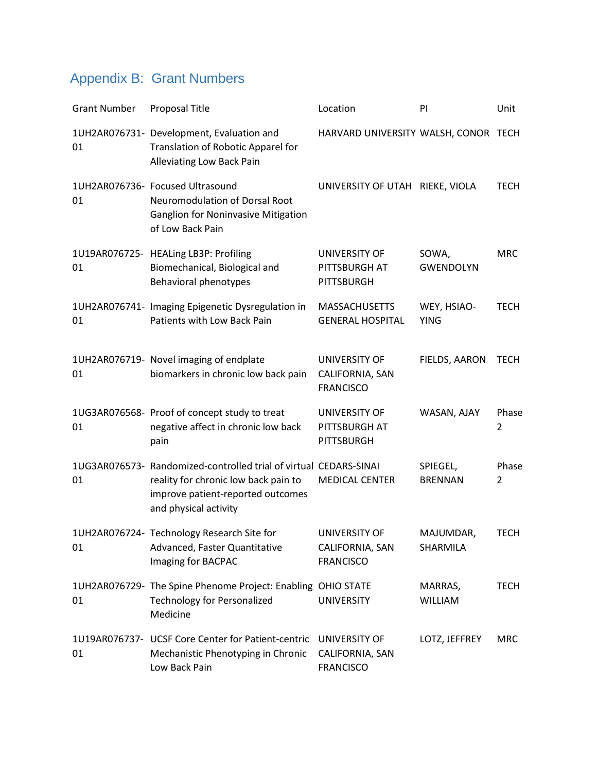## Appendix B: Grant Numbers

| Grant Number | Proposal Title | Location | PI | Unit |
|---|---|---|---|---|
| 1UH2AR076731-01 | Development, Evaluation and Translation of Robotic Apparel for Alleviating Low Back Pain | HARVARD UNIVERSITY | WALSH, CONOR | TECH |
| 1UH2AR076736-01 | Focused Ultrasound Neuromodulation of Dorsal Root Ganglion for Noninvasive Mitigation of Low Back Pain | UNIVERSITY OF UTAH | RIEKE, VIOLA | TECH |
| 1U19AR076725-01 | HEALing LB3P: Profiling Biomechanical, Biological and Behavioral phenotypes | UNIVERSITY OF PITTSBURGH AT PITTSBURGH | SOWA, GWENDOLYN | MRC |
| 1UH2AR076741-01 | Imaging Epigenetic Dysregulation in Patients with Low Back Pain | MASSACHUSETTS GENERAL HOSPITAL | WEY, HSIAO-YING | TECH |
| 1UH2AR076719-01 | Novel imaging of endplate biomarkers in chronic low back pain | UNIVERSITY OF CALIFORNIA, SAN FRANCISCO | FIELDS, AARON | TECH |
| 1UG3AR076568-01 | Proof of concept study to treat negative affect in chronic low back pain | UNIVERSITY OF PITTSBURGH AT PITTSBURGH | WASAN, AJAY | Phase 2 |
| 1UG3AR076573-01 | Randomized-controlled trial of virtual reality for chronic low back pain to improve patient-reported outcomes and physical activity | CEDARS-SINAI MEDICAL CENTER | SPIEGEL, BRENNAN | Phase 2 |
| 1UH2AR076724-01 | Technology Research Site for Advanced, Faster Quantitative Imaging for BACPAC | UNIVERSITY OF CALIFORNIA, SAN FRANCISCO | MAJUMDAR, SHARMILA | TECH |
| 1UH2AR076729-01 | The Spine Phenome Project: Enabling Technology for Personalized Medicine | OHIO STATE UNIVERSITY | MARRAS, WILLIAM | TECH |
| 1U19AR076737-01 | UCSF Core Center for Patient-centric Mechanistic Phenotyping in Chronic Low Back Pain | UNIVERSITY OF CALIFORNIA, SAN FRANCISCO | LOTZ, JEFFREY | MRC |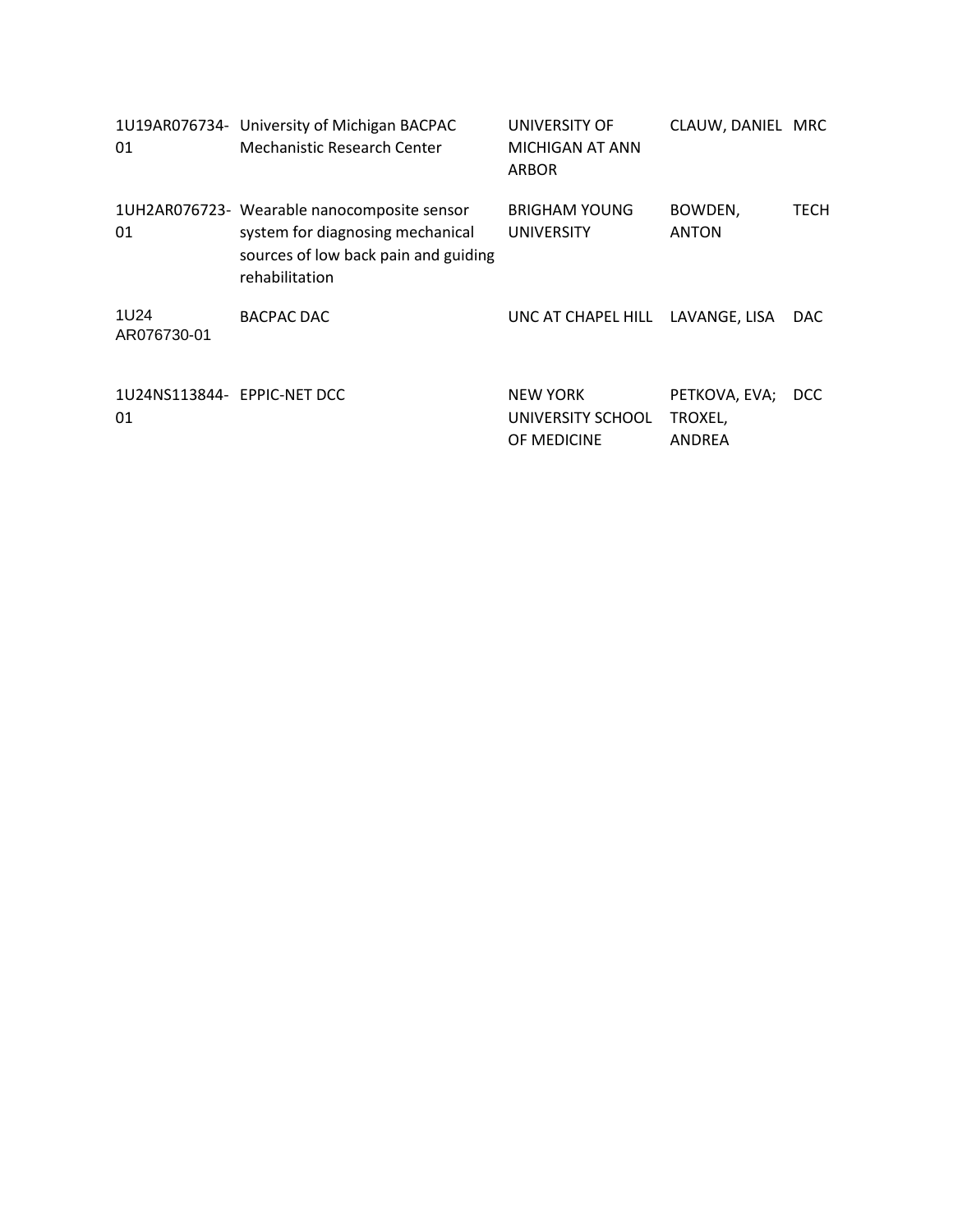| | | | | |
|---|---|---|---|---|
| 1U19AR076734-01 | University of Michigan BACPAC Mechanistic Research Center | UNIVERSITY OF MICHIGAN AT ANN ARBOR | CLAUW, DANIEL | MRC |
| 1UH2AR076723-01 | Wearable nanocomposite sensor system for diagnosing mechanical sources of low back pain and guiding rehabilitation | BRIGHAM YOUNG UNIVERSITY | BOWDEN, ANTON | TECH |
| 1U24 AR076730-01 | BACPAC DAC | UNC AT CHAPEL HILL | LAVANGE, LISA | DAC |
| 1U24NS113844-01 | EPPIC-NET DCC | NEW YORK UNIVERSITY SCHOOL OF MEDICINE | PETKOVA, EVA; TROXEL, ANDREA | DCC |